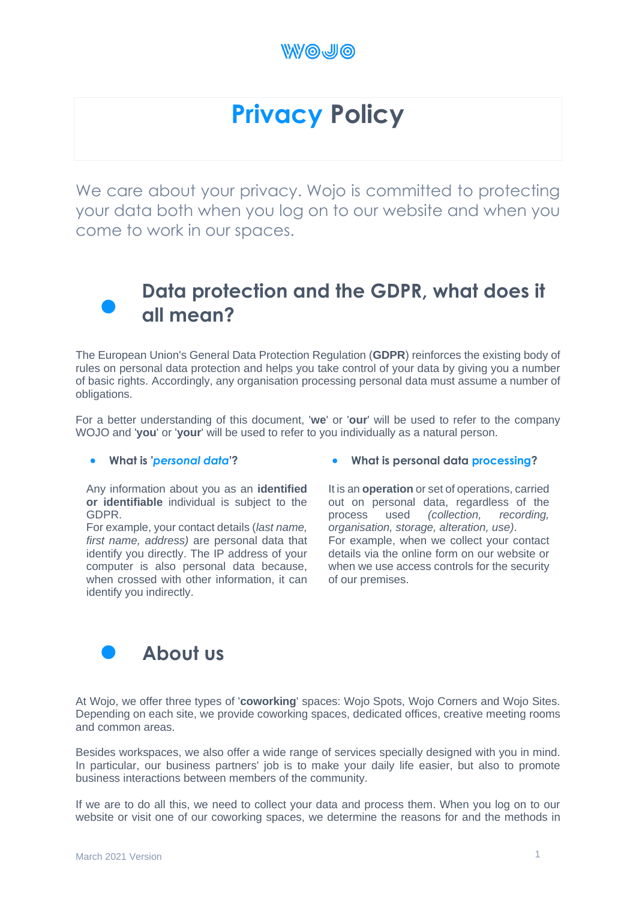WOJO

# Privacy Policy

We care about your privacy. Wojo is committed to protecting your data both when you log on to our website and when you come to work in our spaces.

## Data protection and the GDPR, what does it all mean?

The European Union's General Data Protection Regulation (**GDPR**) reinforces the existing body of rules on personal data protection and helps you take control of your data by giving you a number of basic rights. Accordingly, any organisation processing personal data must assume a number of obligations.

For a better understanding of this document, '**we**' or '**our**' will be used to refer to the company WOJO and '**you**' or '**your**' will be used to refer to you individually as a natural person.

- **What is '*personal data*'?**

Any information about you as an **identified or identifiable** individual is subject to the GDPR.
For example, your contact details (*last name, first name, address)* are personal data that identify you directly. The IP address of your computer is also personal data because, when crossed with other information, it can identify you indirectly.

- **What is personal data processing?**

It is an **operation** or set of operations, carried out on personal data, regardless of the process used *(collection, recording, organisation, storage, alteration, use)*.
For example, when we collect your contact details via the online form on our website or when we use access controls for the security of our premises.

## About us

At Wojo, we offer three types of '**coworking**' spaces: Wojo Spots, Wojo Corners and Wojo Sites. Depending on each site, we provide coworking spaces, dedicated offices, creative meeting rooms and common areas.

Besides workspaces, we also offer a wide range of services specially designed with you in mind. In particular, our business partners' job is to make your daily life easier, but also to promote business interactions between members of the community.

If we are to do all this, we need to collect your data and process them. When you log on to our website or visit one of our coworking spaces, we determine the reasons for and the methods in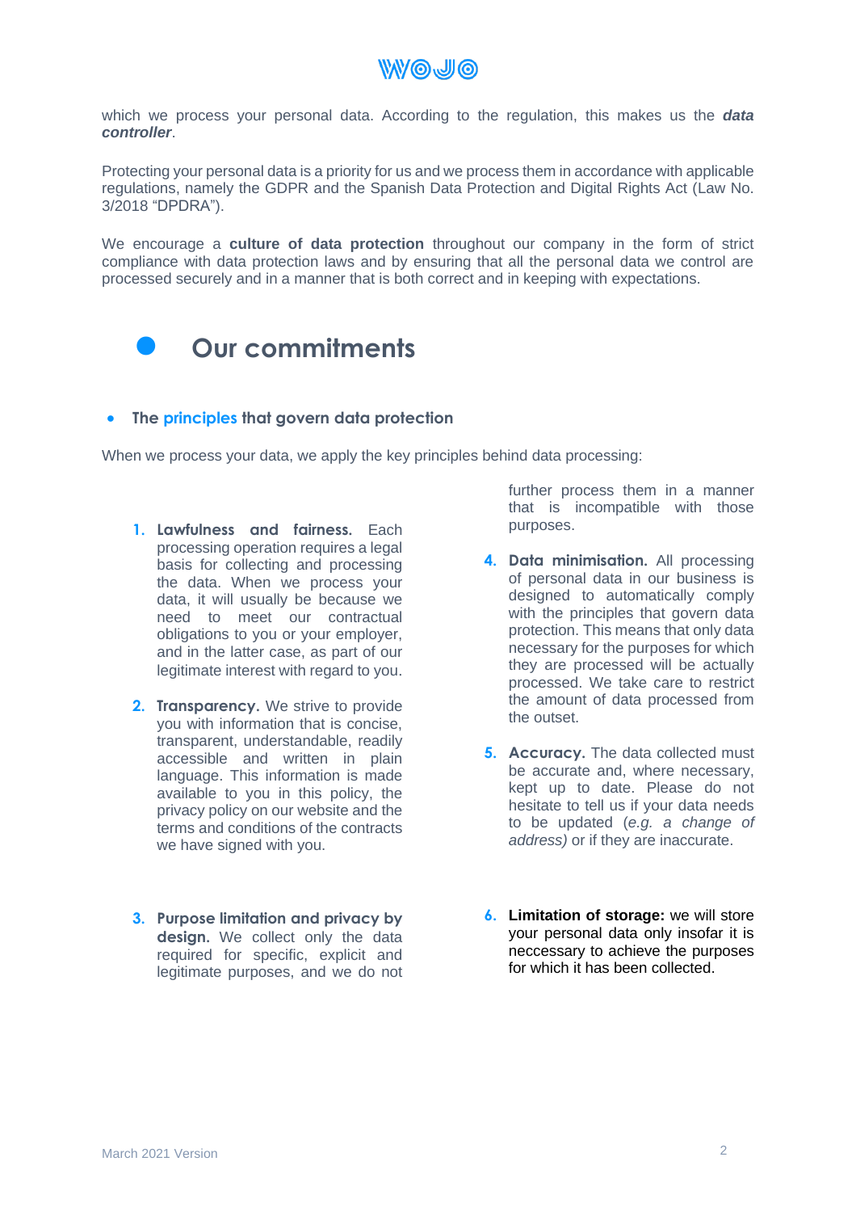which we process your personal data. According to the regulation, this makes us the ***data controller***.

Protecting your personal data is a priority for us and we process them in accordance with applicable regulations, namely the GDPR and the Spanish Data Protection and Digital Rights Act (Law No. 3/2018 “DPDRA”).

We encourage a **culture of data protection** throughout our company in the form of strict compliance with data protection laws and by ensuring that all the personal data we control are processed securely and in a manner that is both correct and in keeping with expectations.

# Our commitments

- **The principles that govern data protection**

When we process your data, we apply the key principles behind data processing:

1. **Lawfulness and fairness.** Each processing operation requires a legal basis for collecting and processing the data. When we process your data, it will usually be because we need to meet our contractual obligations to you or your employer, and in the latter case, as part of our legitimate interest with regard to you.

2. **Transparency.** We strive to provide you with information that is concise, transparent, understandable, readily accessible and written in plain language. This information is made available to you in this policy, the privacy policy on our website and the terms and conditions of the contracts we have signed with you.

3. **Purpose limitation and privacy by design.** We collect only the data required for specific, explicit and legitimate purposes, and we do not further process them in a manner that is incompatible with those purposes.

4. **Data minimisation.** All processing of personal data in our business is designed to automatically comply with the principles that govern data protection. This means that only data necessary for the purposes for which they are processed will be actually processed. We take care to restrict the amount of data processed from the outset.

5. **Accuracy.** The data collected must be accurate and, where necessary, kept up to date. Please do not hesitate to tell us if your data needs to be updated *(e.g. a change of address)* or if they are inaccurate.

6. **Limitation of storage:** we will store your personal data only insofar it is neccessary to achieve the purposes for which it has been collected.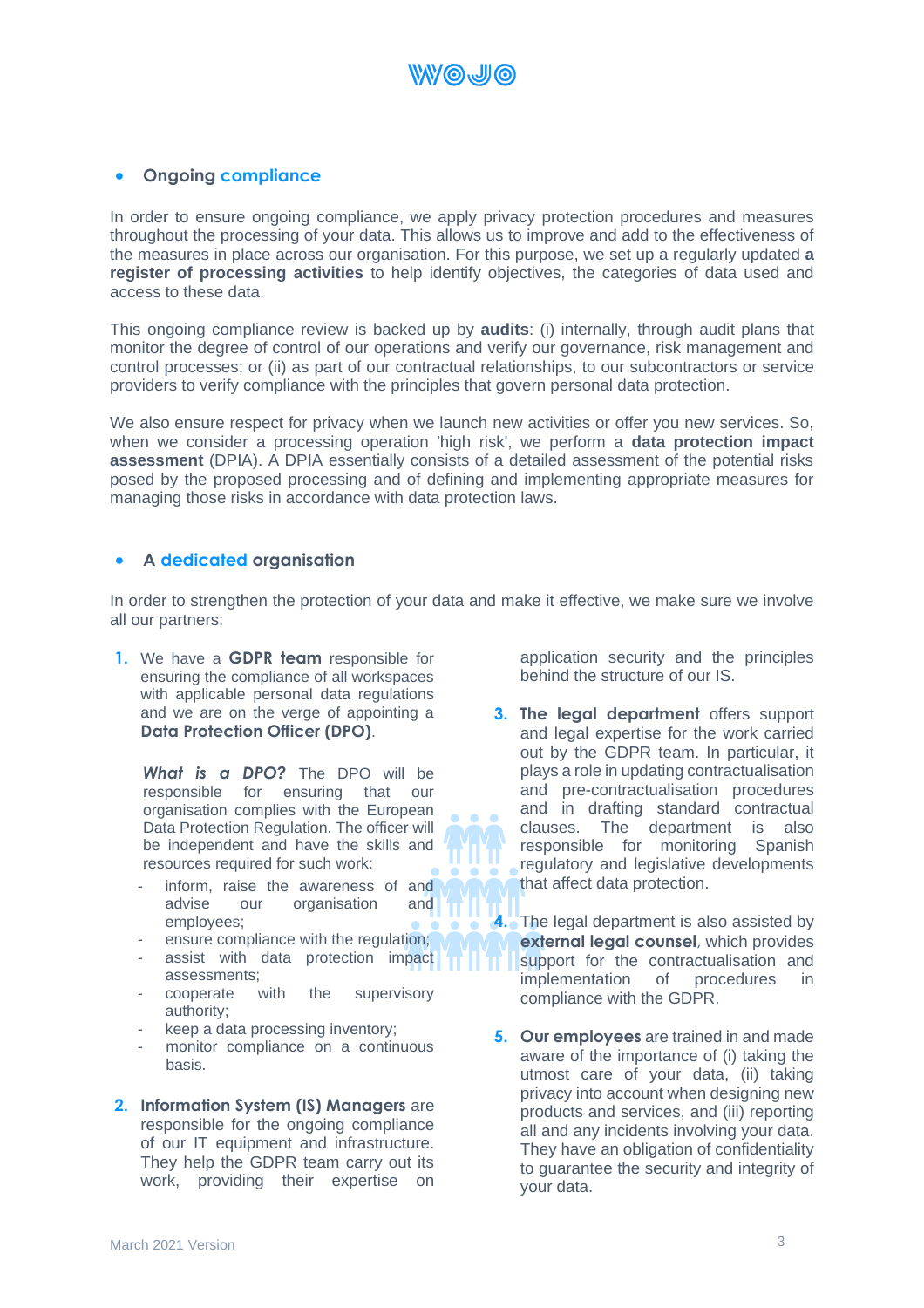## Ongoing compliance

In order to ensure ongoing compliance, we apply privacy protection procedures and measures throughout the processing of your data. This allows us to improve and add to the effectiveness of the measures in place across our organisation. For this purpose, we set up a regularly updated **a register of processing activities** to help identify objectives, the categories of data used and access to these data.

This ongoing compliance review is backed up by **audits**: (i) internally, through audit plans that monitor the degree of control of our operations and verify our governance, risk management and control processes; or (ii) as part of our contractual relationships, to our subcontractors or service providers to verify compliance with the principles that govern personal data protection.

We also ensure respect for privacy when we launch new activities or offer you new services. So, when we consider a processing operation 'high risk', we perform a **data protection impact assessment** (DPIA). A DPIA essentially consists of a detailed assessment of the potential risks posed by the proposed processing and of defining and implementing appropriate measures for managing those risks in accordance with data protection laws.

## A dedicated organisation

In order to strengthen the protection of your data and make it effective, we make sure we involve all our partners:

1. We have a **GDPR team** responsible for ensuring the compliance of all workspaces with applicable personal data regulations and we are on the verge of appointing a **Data Protection Officer (DPO)**.

   ***What is a DPO?*** The DPO will be responsible for ensuring that our organisation complies with the European Data Protection Regulation. The officer will be independent and have the skills and resources required for such work:
   - inform, raise the awareness of and advise our organisation and employees;
   - ensure compliance with the regulation;
   - assist with data protection impact assessments;
   - cooperate with the supervisory authority;
   - keep a data processing inventory;
   - monitor compliance on a continuous basis.

2. **Information System (IS) Managers** are responsible for the ongoing compliance of our IT equipment and infrastructure. They help the GDPR team carry out its work, providing their expertise on application security and the principles behind the structure of our IS.

3. **The legal department** offers support and legal expertise for the work carried out by the GDPR team. In particular, it plays a role in updating contractualisation and pre-contractualisation procedures and in drafting standard contractual clauses. The department is also responsible for monitoring Spanish regulatory and legislative developments that affect data protection.

4. The legal department is also assisted by **external legal counsel**, which provides support for the contractualisation and implementation of procedures in compliance with the GDPR.

5. **Our employees** are trained in and made aware of the importance of (i) taking the utmost care of your data, (ii) taking privacy into account when designing new products and services, and (iii) reporting all and any incidents involving your data. They have an obligation of confidentiality to guarantee the security and integrity of your data.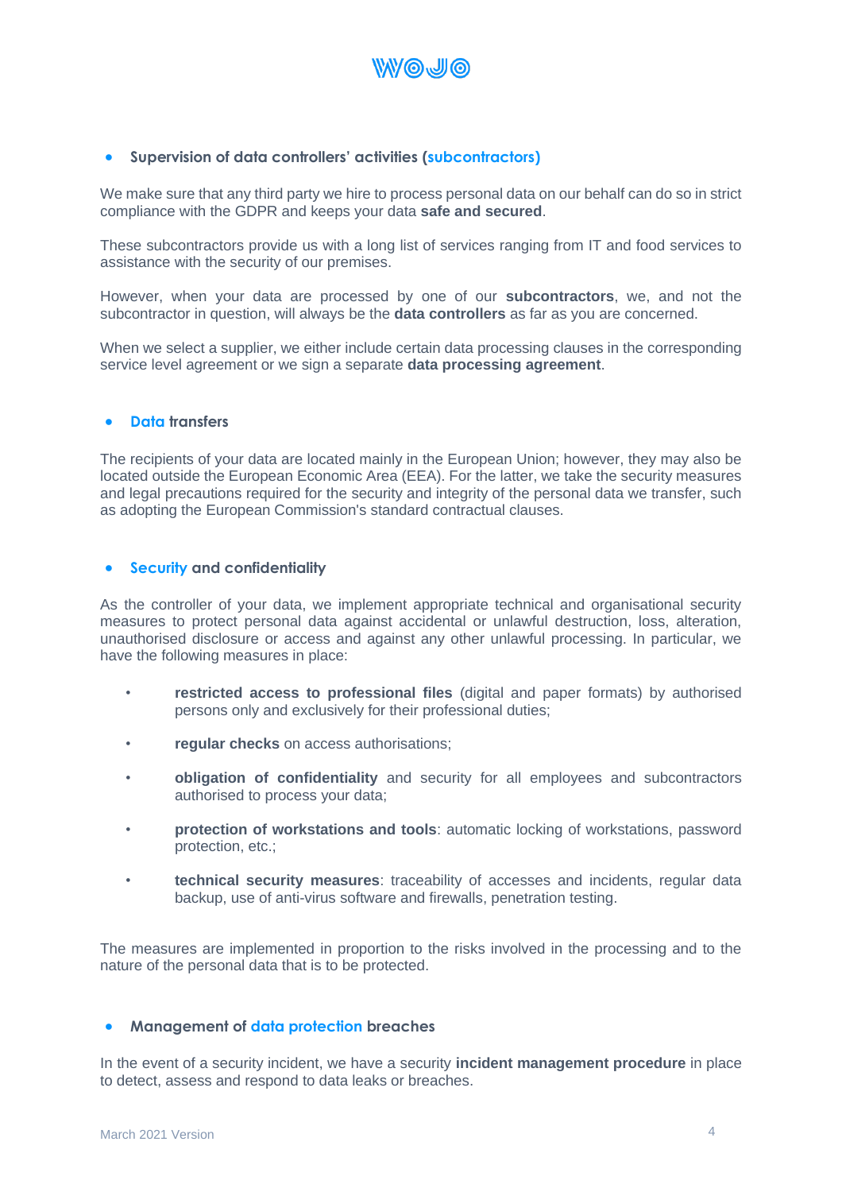- **Supervision of data controllers' activities (subcontractors)**

We make sure that any third party we hire to process personal data on our behalf can do so in strict compliance with the GDPR and keeps your data **safe and secured**.

These subcontractors provide us with a long list of services ranging from IT and food services to assistance with the security of our premises.

However, when your data are processed by one of our **subcontractors**, we, and not the subcontractor in question, will always be the **data controllers** as far as you are concerned.

When we select a supplier, we either include certain data processing clauses in the corresponding service level agreement or we sign a separate **data processing agreement**.

- **Data transfers**

The recipients of your data are located mainly in the European Union; however, they may also be located outside the European Economic Area (EEA). For the latter, we take the security measures and legal precautions required for the security and integrity of the personal data we transfer, such as adopting the European Commission's standard contractual clauses.

- **Security and confidentiality**

As the controller of your data, we implement appropriate technical and organisational security measures to protect personal data against accidental or unlawful destruction, loss, alteration, unauthorised disclosure or access and against any other unlawful processing. In particular, we have the following measures in place:

- **restricted access to professional files** (digital and paper formats) by authorised persons only and exclusively for their professional duties;
- **regular checks** on access authorisations;
- **obligation of confidentiality** and security for all employees and subcontractors authorised to process your data;
- **protection of workstations and tools**: automatic locking of workstations, password protection, etc.;
- **technical security measures**: traceability of accesses and incidents, regular data backup, use of anti-virus software and firewalls, penetration testing.

The measures are implemented in proportion to the risks involved in the processing and to the nature of the personal data that is to be protected.

- **Management of data protection breaches**

In the event of a security incident, we have a security **incident management procedure** in place to detect, assess and respond to data leaks or breaches.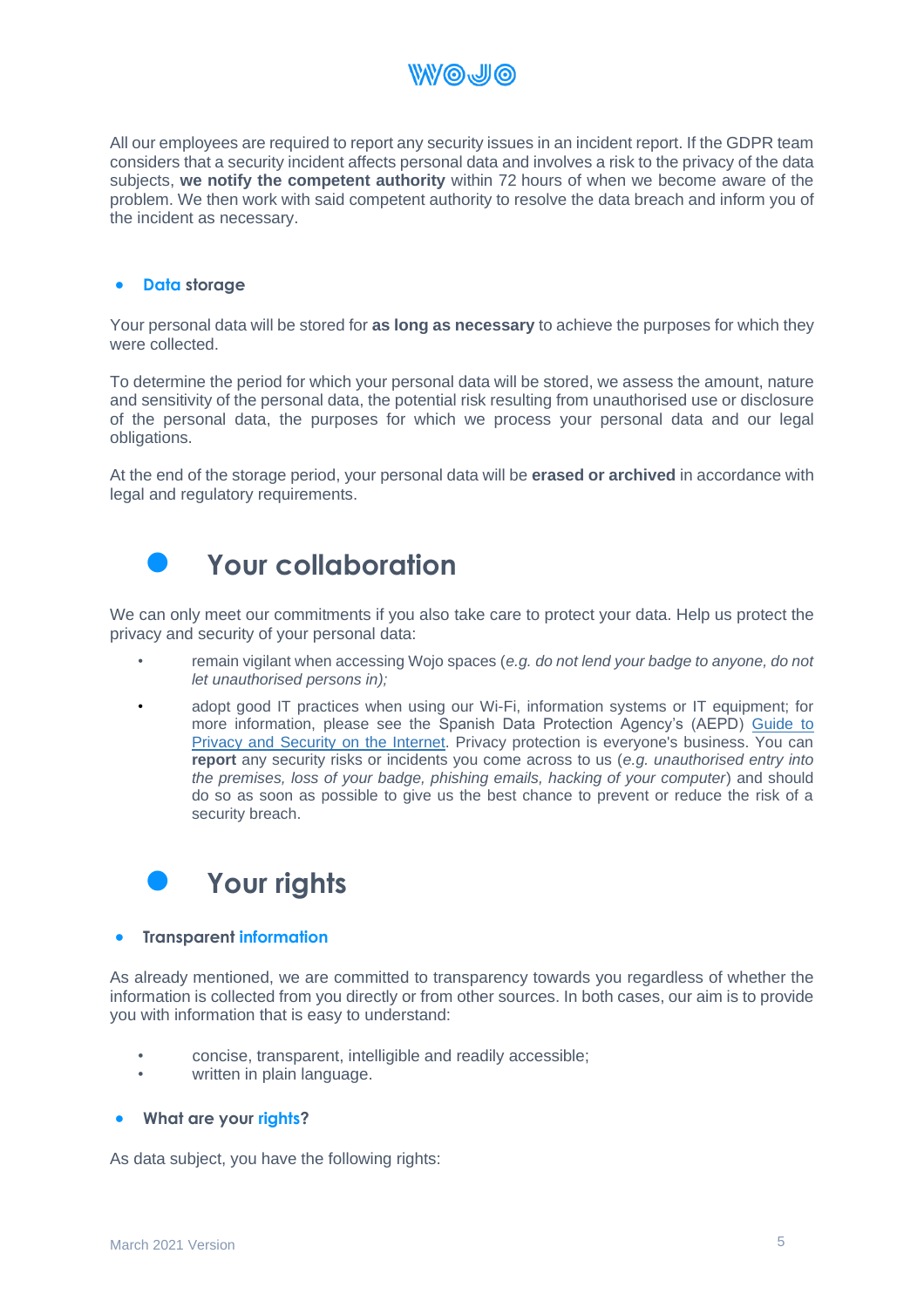All our employees are required to report any security issues in an incident report. If the GDPR team considers that a security incident affects personal data and involves a risk to the privacy of the data subjects, **we notify the competent authority** within 72 hours of when we become aware of the problem. We then work with said competent authority to resolve the data breach and inform you of the incident as necessary.

- **Data storage**

Your personal data will be stored for **as long as necessary** to achieve the purposes for which they were collected.

To determine the period for which your personal data will be stored, we assess the amount, nature and sensitivity of the personal data, the potential risk resulting from unauthorised use or disclosure of the personal data, the purposes for which we process your personal data and our legal obligations.

At the end of the storage period, your personal data will be **erased or archived** in accordance with legal and regulatory requirements.

## Your collaboration

We can only meet our commitments if you also take care to protect your data. Help us protect the privacy and security of your personal data:

- remain vigilant when accessing Wojo spaces (*e.g. do not lend your badge to anyone, do not let unauthorised persons in);*
- adopt good IT practices when using our Wi-Fi, information systems or IT equipment; for more information, please see the Spanish Data Protection Agency's (AEPD) Guide to Privacy and Security on the Internet. Privacy protection is everyone's business. You can **report** any security risks or incidents you come across to us (*e.g. unauthorised entry into the premises, loss of your badge, phishing emails, hacking of your computer*) and should do so as soon as possible to give us the best chance to prevent or reduce the risk of a security breach.

## Your rights

- **Transparent information**

As already mentioned, we are committed to transparency towards you regardless of whether the information is collected from you directly or from other sources. In both cases, our aim is to provide you with information that is easy to understand:

- concise, transparent, intelligible and readily accessible;
- written in plain language.

- **What are your rights?**

As data subject, you have the following rights: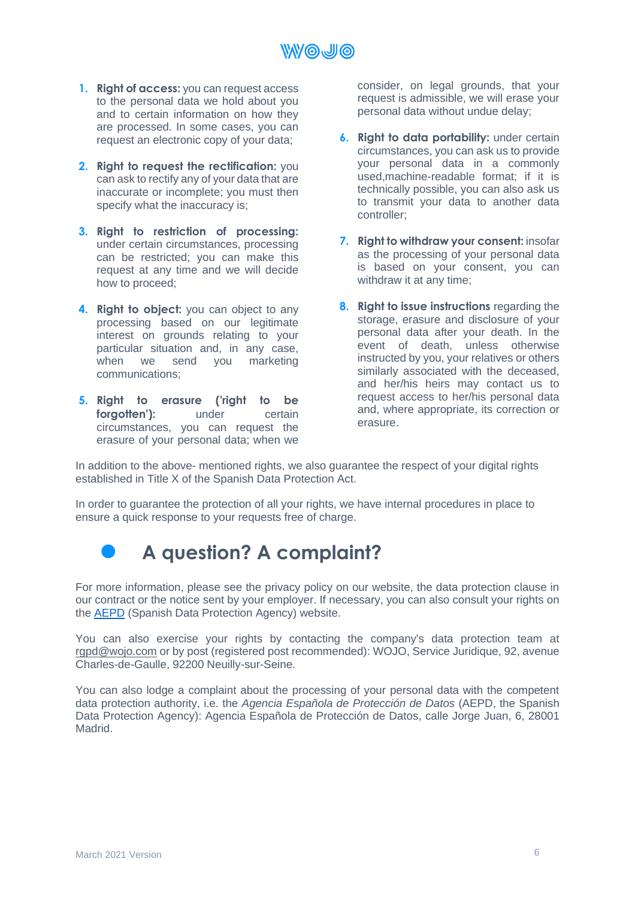1. **Right of access:** you can request access to the personal data we hold about you and to certain information on how they are processed. In some cases, you can request an electronic copy of your data;

2. **Right to request the rectification:** you can ask to rectify any of your data that are inaccurate or incomplete; you must then specify what the inaccuracy is;

3. **Right to restriction of processing:** under certain circumstances, processing can be restricted; you can make this request at any time and we will decide how to proceed;

4. **Right to object:** you can object to any processing based on our legitimate interest on grounds relating to your particular situation and, in any case, when we send you marketing communications;

5. **Right to erasure ('right to be forgotten'):** under certain circumstances, you can request the erasure of your personal data; when we consider, on legal grounds, that your request is admissible, we will erase your personal data without undue delay;

6. **Right to data portability:** under certain circumstances, you can ask us to provide your personal data in a commonly used,machine-readable format; if it is technically possible, you can also ask us to transmit your data to another data controller;

7. **Right to withdraw your consent:** insofar as the processing of your personal data is based on your consent, you can withdraw it at any time;

8. **Right to issue instructions** regarding the storage, erasure and disclosure of your personal data after your death. In the event of death, unless otherwise instructed by you, your relatives or others similarly associated with the deceased, and her/his heirs may contact us to request access to her/his personal data and, where appropriate, its correction or erasure.

In addition to the above- mentioned rights, we also guarantee the respect of your digital rights established in Title X of the Spanish Data Protection Act.

In order to guarantee the protection of all your rights, we have internal procedures in place to ensure a quick response to your requests free of charge.

## A question? A complaint?

For more information, please see the privacy policy on our website, the data protection clause in our contract or the notice sent by your employer. If necessary, you can also consult your rights on the AEPD (Spanish Data Protection Agency) website.

You can also exercise your rights by contacting the company's data protection team at rgpd@wojo.com or by post (registered post recommended): WOJO, Service Juridique, 92, avenue Charles-de-Gaulle, 92200 Neuilly-sur-Seine.

You can also lodge a complaint about the processing of your personal data with the competent data protection authority, i.e. the *Agencia Española de Protección de Datos* (AEPD, the Spanish Data Protection Agency): Agencia Española de Protección de Datos, calle Jorge Juan, 6, 28001 Madrid.

March 2021 Version